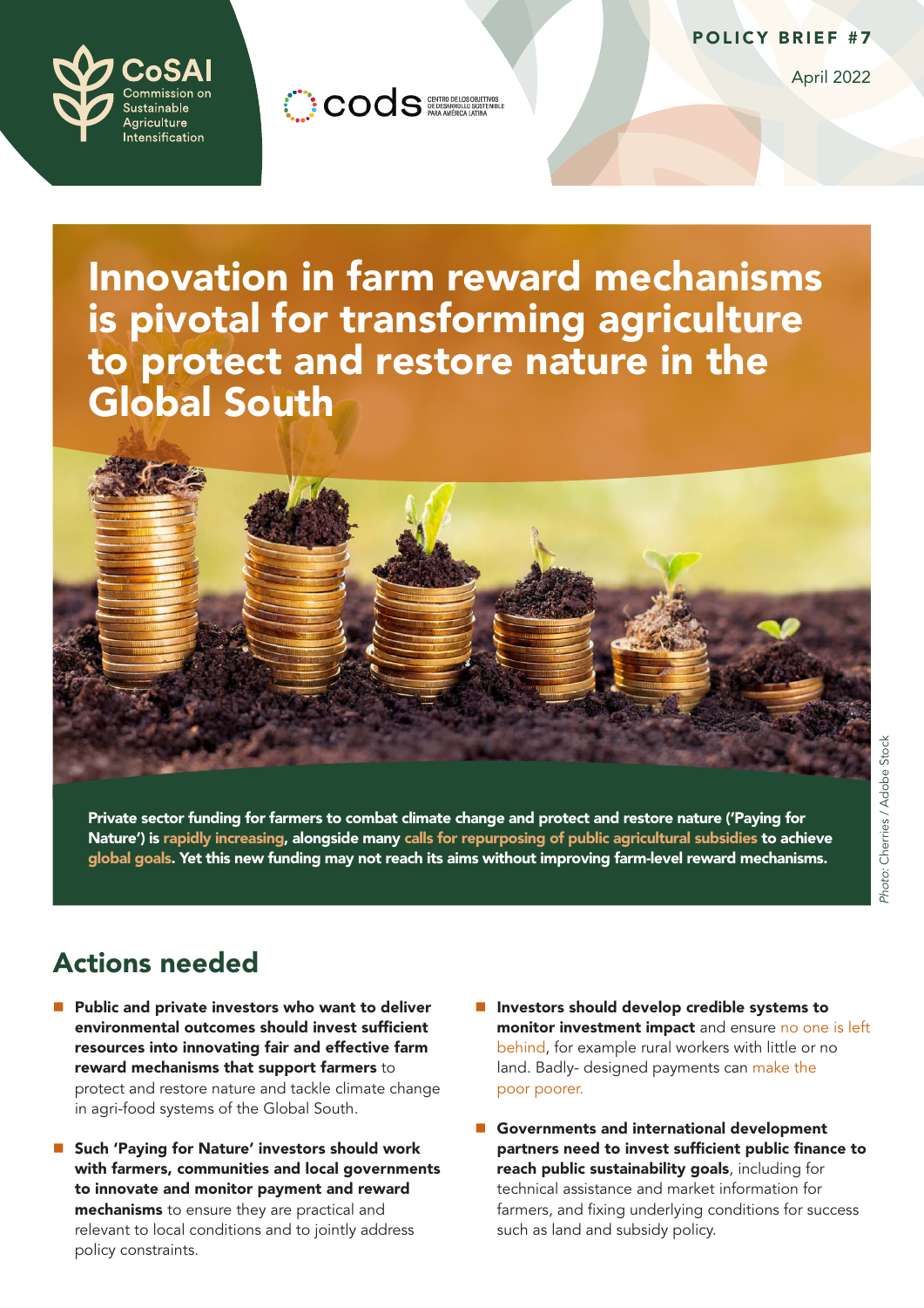POLICY BRIEF #7

April 2022

# Innovation in farm reward mechanisms is pivotal for transforming agriculture to protect and restore nature in the Global South

**Private sector funding for farmers to combat climate change and protect and restore nature ('Paying for Nature') is rapidly increasing, alongside many calls for repurposing of public agricultural subsidies to achieve global goals. Yet this new funding may not reach its aims without improving farm-level reward mechanisms.**

*Photo:* Cherries / Adobe Stock

## Actions needed

- **Public and private investors who want to deliver environmental outcomes should invest sufficient resources into innovating fair and effective farm reward mechanisms that support farmers** to protect and restore nature and tackle climate change in agri-food systems of the Global South.
- **Such 'Paying for Nature' investors should work with farmers, communities and local governments to innovate and monitor payment and reward mechanisms** to ensure they are practical and relevant to local conditions and to jointly address policy constraints.
- **Investors should develop credible systems to monitor investment impact** and ensure no one is left behind, for example rural workers with little or no land. Badly- designed payments can make the poor poorer.
- **Governments and international development partners need to invest sufficient public finance to reach public sustainability goals**, including for technical assistance and market information for farmers, and fixing underlying conditions for success such as land and subsidy policy.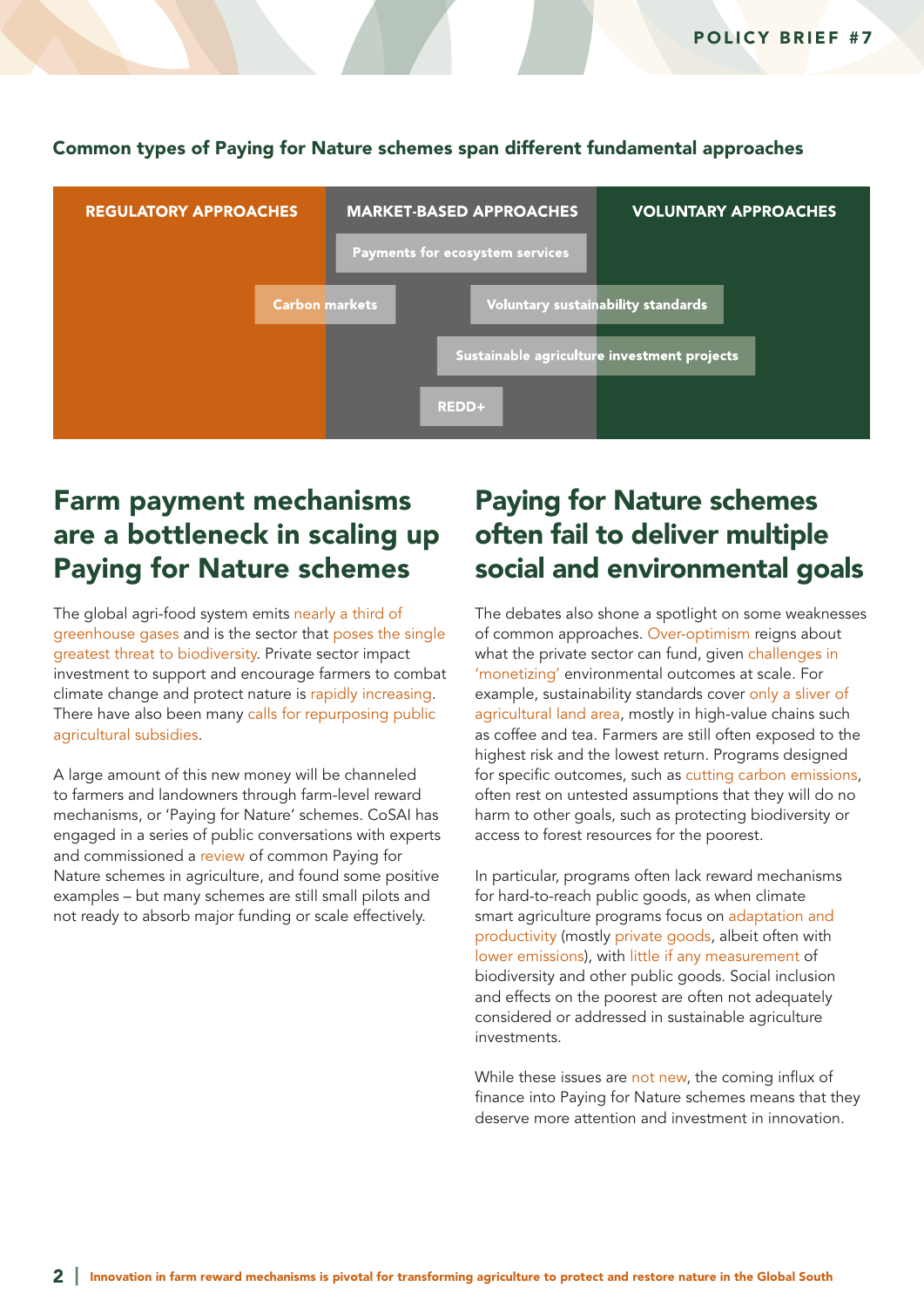**Common types of Paying for Nature schemes span different fundamental approaches**

| REGULATORY APPROACHES | MARKET-BASED APPROACHES | VOLUNTARY APPROACHES |
|---|---|---|
| | Payments for ecosystem services | |
| Carbon markets | Carbon markets | |
| | Voluntary sustainability standards | Voluntary sustainability standards |
| | Sustainable agriculture investment projects | Sustainable agriculture investment projects |
| | REDD+ | |

## Farm payment mechanisms are a bottleneck in scaling up Paying for Nature schemes

The global agri-food system emits nearly a third of greenhouse gases and is the sector that poses the single greatest threat to biodiversity. Private sector impact investment to support and encourage farmers to combat climate change and protect nature is rapidly increasing. There have also been many calls for repurposing public agricultural subsidies.

A large amount of this new money will be channeled to farmers and landowners through farm-level reward mechanisms, or 'Paying for Nature' schemes. CoSAI has engaged in a series of public conversations with experts and commissioned a review of common Paying for Nature schemes in agriculture, and found some positive examples – but many schemes are still small pilots and not ready to absorb major funding or scale effectively.

## Paying for Nature schemes often fail to deliver multiple social and environmental goals

The debates also shone a spotlight on some weaknesses of common approaches. Over-optimism reigns about what the private sector can fund, given challenges in 'monetizing' environmental outcomes at scale. For example, sustainability standards cover only a sliver of agricultural land area, mostly in high-value chains such as coffee and tea. Farmers are still often exposed to the highest risk and the lowest return. Programs designed for specific outcomes, such as cutting carbon emissions, often rest on untested assumptions that they will do no harm to other goals, such as protecting biodiversity or access to forest resources for the poorest.

In particular, programs often lack reward mechanisms for hard-to-reach public goods, as when climate smart agriculture programs focus on adaptation and productivity (mostly private goods, albeit often with lower emissions), with little if any measurement of biodiversity and other public goods. Social inclusion and effects on the poorest are often not adequately considered or addressed in sustainable agriculture investments.

While these issues are not new, the coming influx of finance into Paying for Nature schemes means that they deserve more attention and investment in innovation.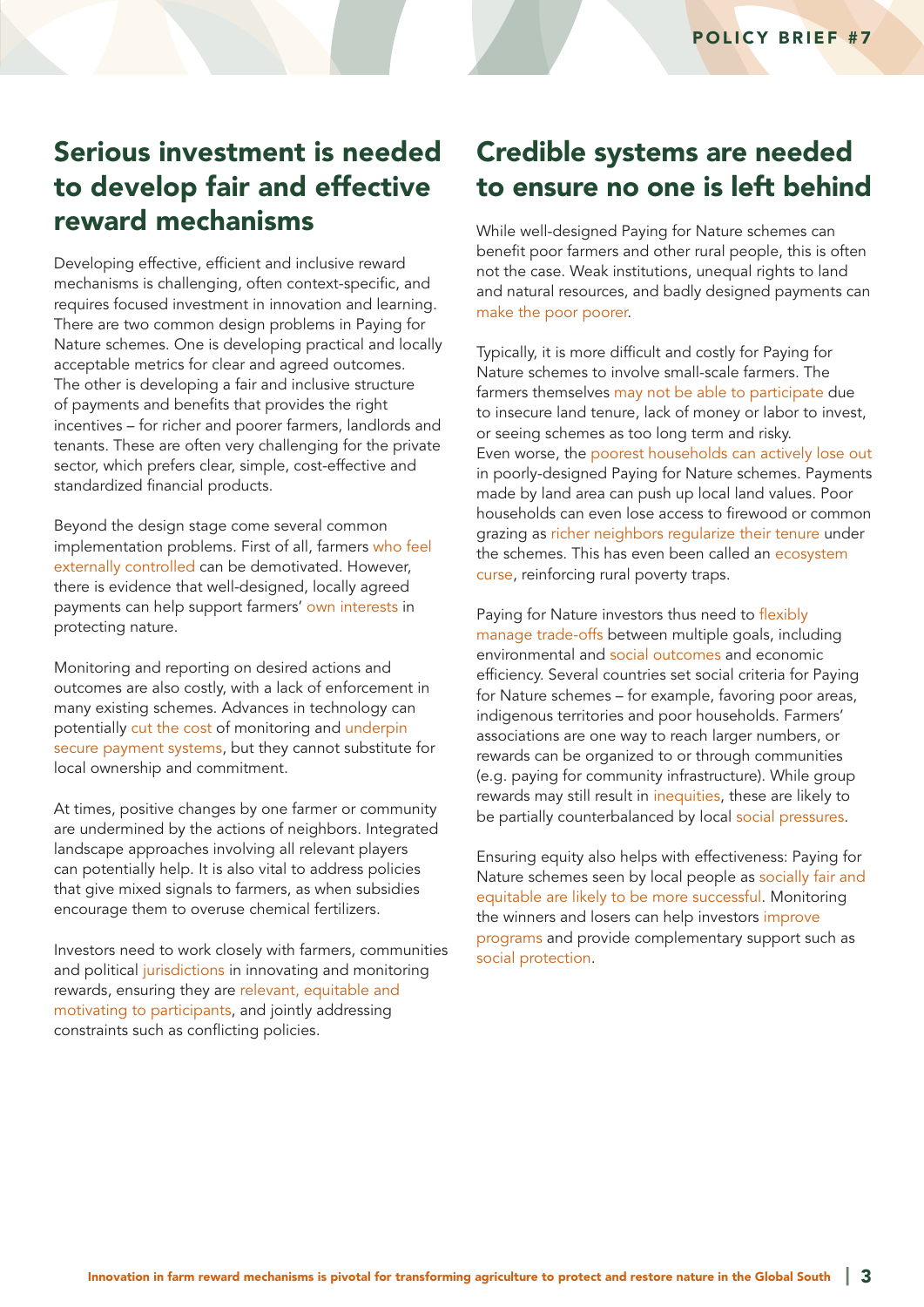## Serious investment is needed to develop fair and effective reward mechanisms

Developing effective, efficient and inclusive reward mechanisms is challenging, often context-specific, and requires focused investment in innovation and learning. There are two common design problems in Paying for Nature schemes. One is developing practical and locally acceptable metrics for clear and agreed outcomes. The other is developing a fair and inclusive structure of payments and benefits that provides the right incentives – for richer and poorer farmers, landlords and tenants. These are often very challenging for the private sector, which prefers clear, simple, cost-effective and standardized financial products.

Beyond the design stage come several common implementation problems. First of all, farmers who feel externally controlled can be demotivated. However, there is evidence that well-designed, locally agreed payments can help support farmers' own interests in protecting nature.

Monitoring and reporting on desired actions and outcomes are also costly, with a lack of enforcement in many existing schemes. Advances in technology can potentially cut the cost of monitoring and underpin secure payment systems, but they cannot substitute for local ownership and commitment.

At times, positive changes by one farmer or community are undermined by the actions of neighbors. Integrated landscape approaches involving all relevant players can potentially help. It is also vital to address policies that give mixed signals to farmers, as when subsidies encourage them to overuse chemical fertilizers.

Investors need to work closely with farmers, communities and political jurisdictions in innovating and monitoring rewards, ensuring they are relevant, equitable and motivating to participants, and jointly addressing constraints such as conflicting policies.

## Credible systems are needed to ensure no one is left behind

While well-designed Paying for Nature schemes can benefit poor farmers and other rural people, this is often not the case. Weak institutions, unequal rights to land and natural resources, and badly designed payments can make the poor poorer.

Typically, it is more difficult and costly for Paying for Nature schemes to involve small-scale farmers. The farmers themselves may not be able to participate due to insecure land tenure, lack of money or labor to invest, or seeing schemes as too long term and risky. Even worse, the poorest households can actively lose out in poorly-designed Paying for Nature schemes. Payments made by land area can push up local land values. Poor households can even lose access to firewood or common grazing as richer neighbors regularize their tenure under the schemes. This has even been called an ecosystem curse, reinforcing rural poverty traps.

Paying for Nature investors thus need to flexibly manage trade-offs between multiple goals, including environmental and social outcomes and economic efficiency. Several countries set social criteria for Paying for Nature schemes – for example, favoring poor areas, indigenous territories and poor households. Farmers' associations are one way to reach larger numbers, or rewards can be organized to or through communities (e.g. paying for community infrastructure). While group rewards may still result in inequities, these are likely to be partially counterbalanced by local social pressures.

Ensuring equity also helps with effectiveness: Paying for Nature schemes seen by local people as socially fair and equitable are likely to be more successful. Monitoring the winners and losers can help investors improve programs and provide complementary support such as social protection.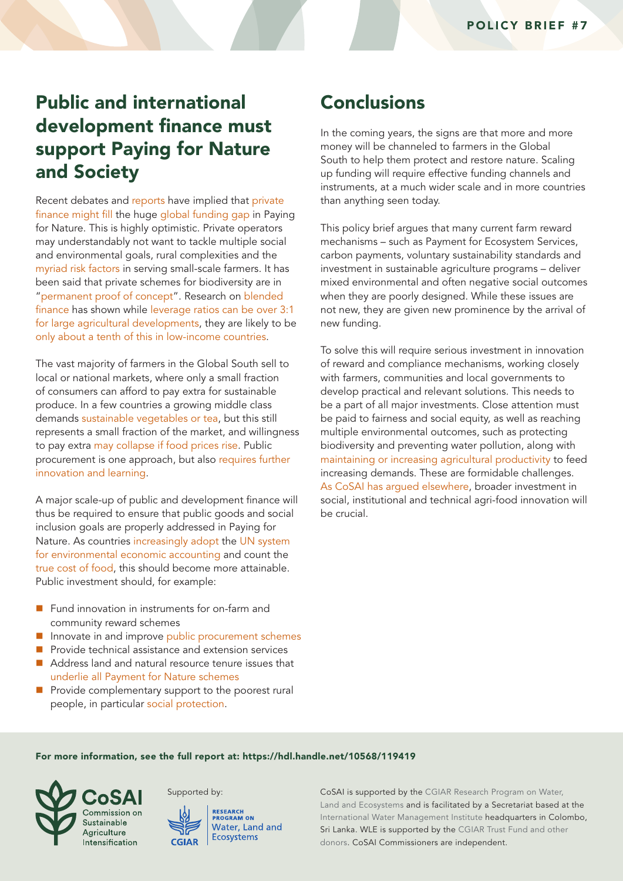## Public and international development finance must support Paying for Nature and Society

Recent debates and reports have implied that private finance might fill the huge global funding gap in Paying for Nature. This is highly optimistic. Private operators may understandably not want to tackle multiple social and environmental goals, rural complexities and the myriad risk factors in serving small-scale farmers. It has been said that private schemes for biodiversity are in "permanent proof of concept". Research on blended finance has shown while leverage ratios can be over 3:1 for large agricultural developments, they are likely to be only about a tenth of this in low-income countries.

The vast majority of farmers in the Global South sell to local or national markets, where only a small fraction of consumers can afford to pay extra for sustainable produce. In a few countries a growing middle class demands sustainable vegetables or tea, but this still represents a small fraction of the market, and willingness to pay extra may collapse if food prices rise. Public procurement is one approach, but also requires further innovation and learning.

A major scale-up of public and development finance will thus be required to ensure that public goods and social inclusion goals are properly addressed in Paying for Nature. As countries increasingly adopt the UN system for environmental economic accounting and count the true cost of food, this should become more attainable. Public investment should, for example:

- Fund innovation in instruments for on-farm and community reward schemes
- Innovate in and improve public procurement schemes
- Provide technical assistance and extension services
- Address land and natural resource tenure issues that underlie all Payment for Nature schemes
- Provide complementary support to the poorest rural people, in particular social protection.

## Conclusions

In the coming years, the signs are that more and more money will be channeled to farmers in the Global South to help them protect and restore nature. Scaling up funding will require effective funding channels and instruments, at a much wider scale and in more countries than anything seen today.

This policy brief argues that many current farm reward mechanisms – such as Payment for Ecosystem Services, carbon payments, voluntary sustainability standards and investment in sustainable agriculture programs – deliver mixed environmental and often negative social outcomes when they are poorly designed. While these issues are not new, they are given new prominence by the arrival of new funding.

To solve this will require serious investment in innovation of reward and compliance mechanisms, working closely with farmers, communities and local governments to develop practical and relevant solutions. This needs to be a part of all major investments. Close attention must be paid to fairness and social equity, as well as reaching multiple environmental outcomes, such as protecting biodiversity and preventing water pollution, along with maintaining or increasing agricultural productivity to feed increasing demands. These are formidable challenges. As CoSAI has argued elsewhere, broader investment in social, institutional and technical agri-food innovation will be crucial.

**For more information, see the full report at: https://hdl.handle.net/10568/119419**

CoSAI Commission on Sustainable Agriculture Intensification

Supported by: CGIAR Research Program on Water, Land and Ecosystems

CoSAI is supported by the CGIAR Research Program on Water, Land and Ecosystems and is facilitated by a Secretariat based at the International Water Management Institute headquarters in Colombo, Sri Lanka. WLE is supported by the CGIAR Trust Fund and other donors. CoSAI Commissioners are independent.